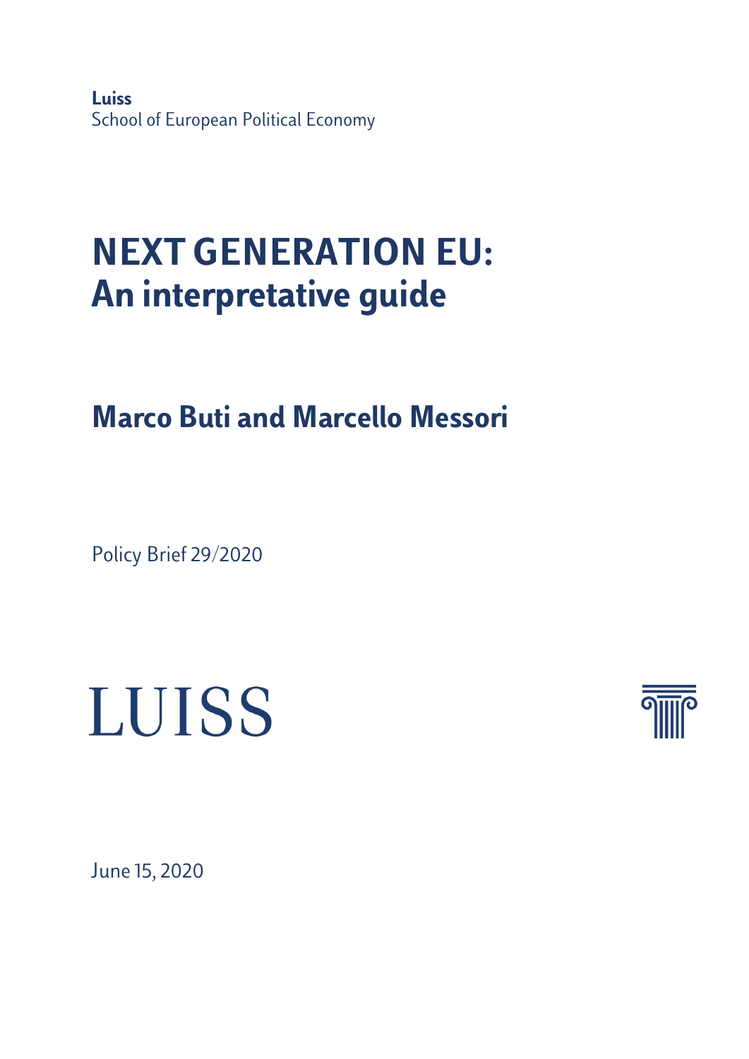**Luiss**
School of European Political Economy

# NEXT GENERATION EU: An interpretative guide

## Marco Buti and Marcello Messori

Policy Brief 29/2020

LUISS

June 15, 2020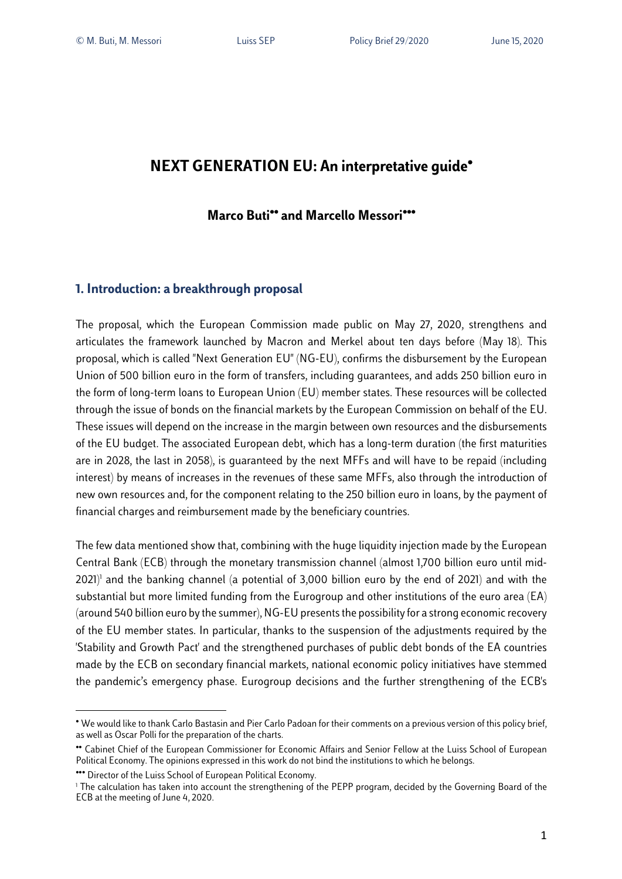# NEXT GENERATION EU: An interpretative guide[•]

**Marco Buti[••] and Marcello Messori[•••]**

## 1. Introduction: a breakthrough proposal

The proposal, which the European Commission made public on May 27, 2020, strengthens and articulates the framework launched by Macron and Merkel about ten days before (May 18). This proposal, which is called "Next Generation EU" (NG-EU), confirms the disbursement by the European Union of 500 billion euro in the form of transfers, including guarantees, and adds 250 billion euro in the form of long-term loans to European Union (EU) member states. These resources will be collected through the issue of bonds on the financial markets by the European Commission on behalf of the EU. These issues will depend on the increase in the margin between own resources and the disbursements of the EU budget. The associated European debt, which has a long-term duration (the first maturities are in 2028, the last in 2058), is guaranteed by the next MFFs and will have to be repaid (including interest) by means of increases in the revenues of these same MFFs, also through the introduction of new own resources and, for the component relating to the 250 billion euro in loans, by the payment of financial charges and reimbursement made by the beneficiary countries.

The few data mentioned show that, combining with the huge liquidity injection made by the European Central Bank (ECB) through the monetary transmission channel (almost 1,700 billion euro until mid-2021)[1] and the banking channel (a potential of 3,000 billion euro by the end of 2021) and with the substantial but more limited funding from the Eurogroup and other institutions of the euro area (EA) (around 540 billion euro by the summer), NG-EU presents the possibility for a strong economic recovery of the EU member states. In particular, thanks to the suspension of the adjustments required by the 'Stability and Growth Pact' and the strengthened purchases of public debt bonds of the EA countries made by the ECB on secondary financial markets, national economic policy initiatives have stemmed the pandemic's emergency phase. Eurogroup decisions and the further strengthening of the ECB's

---

[•] We would like to thank Carlo Bastasin and Pier Carlo Padoan for their comments on a previous version of this policy brief, as well as Oscar Polli for the preparation of the charts.

[••] Cabinet Chief of the European Commissioner for Economic Affairs and Senior Fellow at the Luiss School of European Political Economy. The opinions expressed in this work do not bind the institutions to which he belongs.

[•••] Director of the Luiss School of European Political Economy.

[1] The calculation has taken into account the strengthening of the PEPP program, decided by the Governing Board of the ECB at the meeting of June 4, 2020.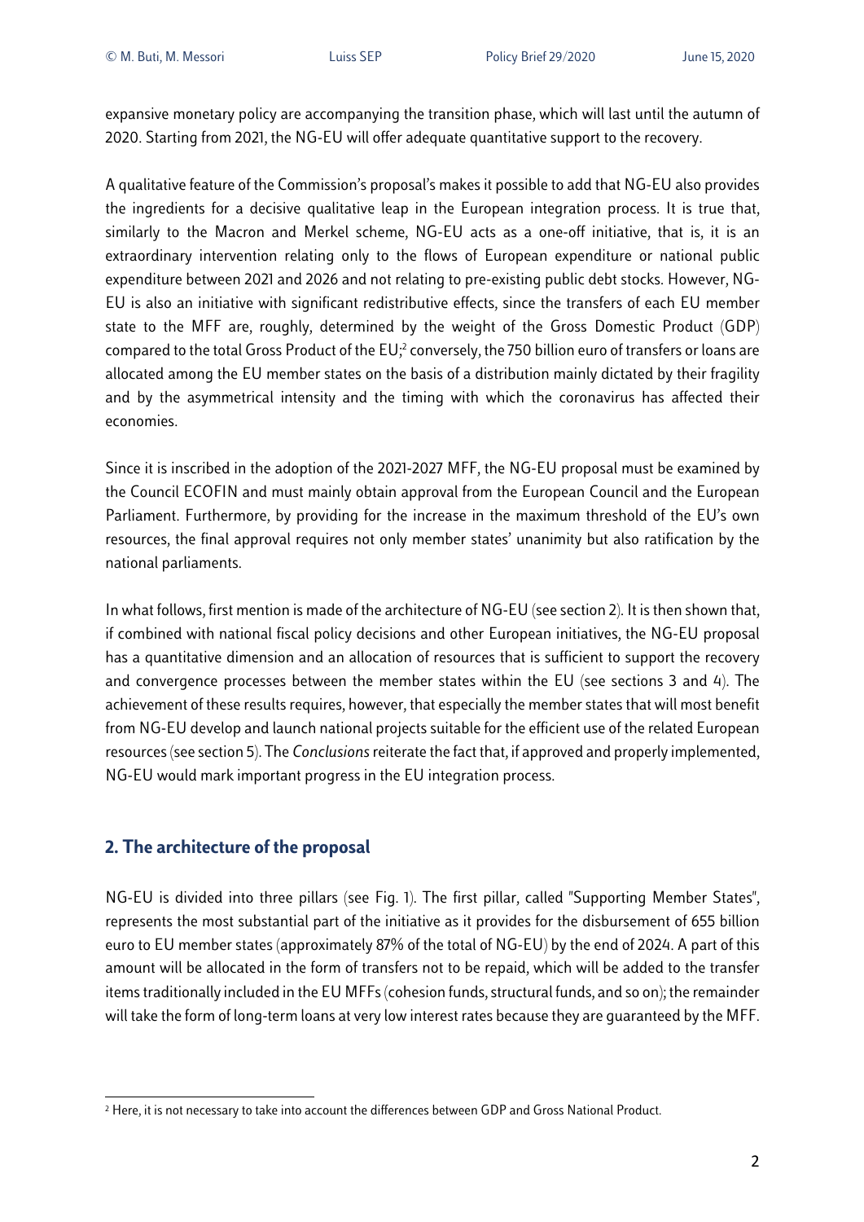expansive monetary policy are accompanying the transition phase, which will last until the autumn of 2020. Starting from 2021, the NG-EU will offer adequate quantitative support to the recovery.

A qualitative feature of the Commission's proposal's makes it possible to add that NG-EU also provides the ingredients for a decisive qualitative leap in the European integration process. It is true that, similarly to the Macron and Merkel scheme, NG-EU acts as a one-off initiative, that is, it is an extraordinary intervention relating only to the flows of European expenditure or national public expenditure between 2021 and 2026 and not relating to pre-existing public debt stocks. However, NG-EU is also an initiative with significant redistributive effects, since the transfers of each EU member state to the MFF are, roughly, determined by the weight of the Gross Domestic Product (GDP) compared to the total Gross Product of the EU;[2] conversely, the 750 billion euro of transfers or loans are allocated among the EU member states on the basis of a distribution mainly dictated by their fragility and by the asymmetrical intensity and the timing with which the coronavirus has affected their economies.

Since it is inscribed in the adoption of the 2021-2027 MFF, the NG-EU proposal must be examined by the Council ECOFIN and must mainly obtain approval from the European Council and the European Parliament. Furthermore, by providing for the increase in the maximum threshold of the EU's own resources, the final approval requires not only member states' unanimity but also ratification by the national parliaments.

In what follows, first mention is made of the architecture of NG-EU (see section 2). It is then shown that, if combined with national fiscal policy decisions and other European initiatives, the NG-EU proposal has a quantitative dimension and an allocation of resources that is sufficient to support the recovery and convergence processes between the member states within the EU (see sections 3 and 4). The achievement of these results requires, however, that especially the member states that will most benefit from NG-EU develop and launch national projects suitable for the efficient use of the related European resources (see section 5). The *Conclusions* reiterate the fact that, if approved and properly implemented, NG-EU would mark important progress in the EU integration process.

## 2. The architecture of the proposal

NG-EU is divided into three pillars (see Fig. 1). The first pillar, called "Supporting Member States", represents the most substantial part of the initiative as it provides for the disbursement of 655 billion euro to EU member states (approximately 87% of the total of NG-EU) by the end of 2024. A part of this amount will be allocated in the form of transfers not to be repaid, which will be added to the transfer items traditionally included in the EU MFFs (cohesion funds, structural funds, and so on); the remainder will take the form of long-term loans at very low interest rates because they are guaranteed by the MFF.

[2] Here, it is not necessary to take into account the differences between GDP and Gross National Product.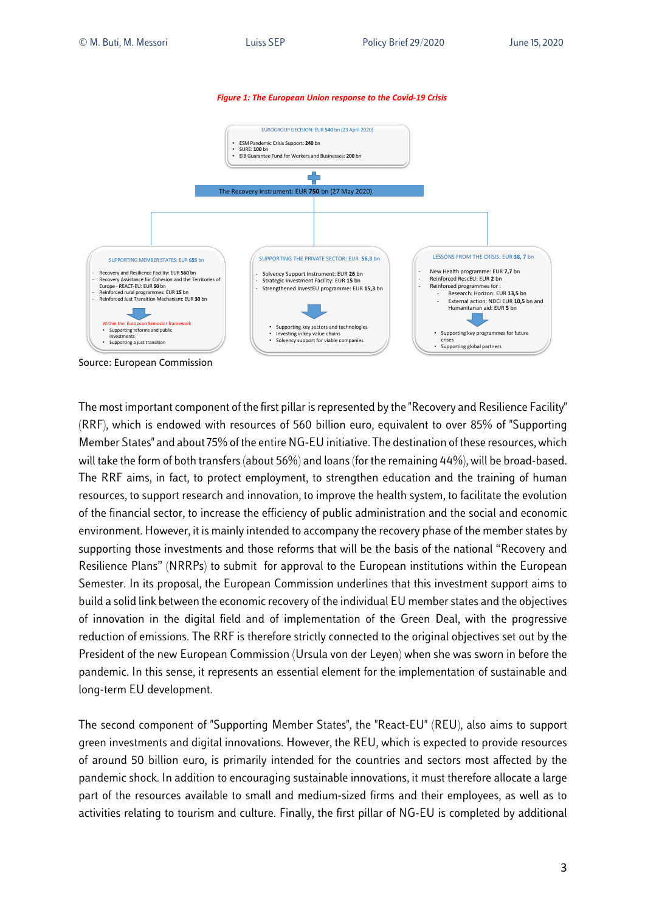*Figure 1: The European Union response to the Covid-19 Crisis*

EUROGROUP DECISION: EUR 540 bn (23 April 2020)

- ESM Pandemic Crisis Support: **240** bn
- SURE: **100** bn
- EIB Guarantee Fund for Workers and Businesses: **200** bn

+

The Recovery Instrument: EUR **750** bn (27 May 2020)

SUPPORTING MEMBER STATES: EUR **655** bn

- Recovery and Resilience Facility: EUR **560** bn
- Recovery Assistance for Cohesion and the Territories of Europe - REACT-EU: EUR **50** bn
- Reinforced rural programmes: EUR **15** bn
- Reinforced Just Transition Mechanism: EUR **30** bn

Within the European Semester framework

- Supporting reforms and public investments
- Supporting a just transition

SUPPORTING THE PRIVATE SECTOR: EUR **56,3** bn

- Solvency Support Instrument: EUR **26** bn
- Strategic Investment Facility: EUR **15** bn
- Strengthened InvestEU programme: EUR **15,3** bn

- Supporting key sectors and technologies
- Investing in key value chains
- Solvency support for viable companies

LESSONS FROM THE CRISIS: EUR **38, 7** bn

- New Health programme: EUR **7,7** bn
- Reinforced RescEU: EUR **2** bn
- Reinforced programmes for :
  - Research: Horizon: EUR **13,5** bn
  - External action: NDCI EUR **10,5** bn and Humanitarian aid: EUR **5** bn

- Supporting key programmes for future crises
- Supporting global partners

Source: European Commission

The most important component of the first pillar is represented by the "Recovery and Resilience Facility" (RRF), which is endowed with resources of 560 billion euro, equivalent to over 85% of "Supporting Member States" and about 75% of the entire NG-EU initiative. The destination of these resources, which will take the form of both transfers (about 56%) and loans (for the remaining 44%), will be broad-based. The RRF aims, in fact, to protect employment, to strengthen education and the training of human resources, to support research and innovation, to improve the health system, to facilitate the evolution of the financial sector, to increase the efficiency of public administration and the social and economic environment. However, it is mainly intended to accompany the recovery phase of the member states by supporting those investments and those reforms that will be the basis of the national "Recovery and Resilience Plans" (NRRPs) to submit for approval to the European institutions within the European Semester. In its proposal, the European Commission underlines that this investment support aims to build a solid link between the economic recovery of the individual EU member states and the objectives of innovation in the digital field and of implementation of the Green Deal, with the progressive reduction of emissions. The RRF is therefore strictly connected to the original objectives set out by the President of the new European Commission (Ursula von der Leyen) when she was sworn in before the pandemic. In this sense, it represents an essential element for the implementation of sustainable and long-term EU development.

The second component of "Supporting Member States", the "React-EU" (REU), also aims to support green investments and digital innovations. However, the REU, which is expected to provide resources of around 50 billion euro, is primarily intended for the countries and sectors most affected by the pandemic shock. In addition to encouraging sustainable innovations, it must therefore allocate a large part of the resources available to small and medium-sized firms and their employees, as well as to activities relating to tourism and culture. Finally, the first pillar of NG-EU is completed by additional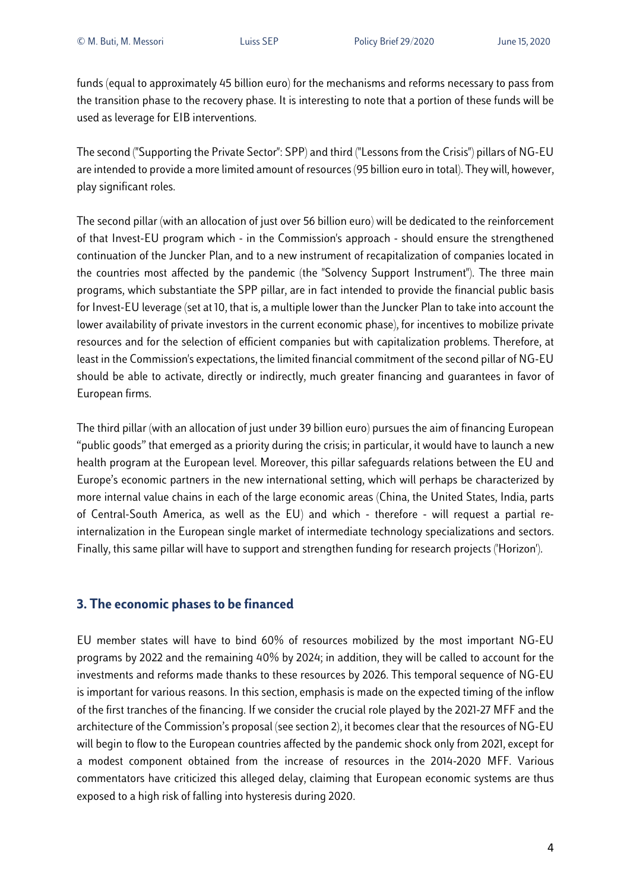funds (equal to approximately 45 billion euro) for the mechanisms and reforms necessary to pass from the transition phase to the recovery phase. It is interesting to note that a portion of these funds will be used as leverage for EIB interventions.

The second ("Supporting the Private Sector": SPP) and third ("Lessons from the Crisis") pillars of NG-EU are intended to provide a more limited amount of resources (95 billion euro in total). They will, however, play significant roles.

The second pillar (with an allocation of just over 56 billion euro) will be dedicated to the reinforcement of that Invest-EU program which - in the Commission's approach - should ensure the strengthened continuation of the Juncker Plan, and to a new instrument of recapitalization of companies located in the countries most affected by the pandemic (the "Solvency Support Instrument"). The three main programs, which substantiate the SPP pillar, are in fact intended to provide the financial public basis for Invest-EU leverage (set at 10, that is, a multiple lower than the Juncker Plan to take into account the lower availability of private investors in the current economic phase), for incentives to mobilize private resources and for the selection of efficient companies but with capitalization problems. Therefore, at least in the Commission's expectations, the limited financial commitment of the second pillar of NG-EU should be able to activate, directly or indirectly, much greater financing and guarantees in favor of European firms.

The third pillar (with an allocation of just under 39 billion euro) pursues the aim of financing European "public goods" that emerged as a priority during the crisis; in particular, it would have to launch a new health program at the European level. Moreover, this pillar safeguards relations between the EU and Europe's economic partners in the new international setting, which will perhaps be characterized by more internal value chains in each of the large economic areas (China, the United States, India, parts of Central-South America, as well as the EU) and which - therefore - will request a partial re-internalization in the European single market of intermediate technology specializations and sectors. Finally, this same pillar will have to support and strengthen funding for research projects ('Horizon').

## 3. The economic phases to be financed

EU member states will have to bind 60% of resources mobilized by the most important NG-EU programs by 2022 and the remaining 40% by 2024; in addition, they will be called to account for the investments and reforms made thanks to these resources by 2026. This temporal sequence of NG-EU is important for various reasons. In this section, emphasis is made on the expected timing of the inflow of the first tranches of the financing. If we consider the crucial role played by the 2021-27 MFF and the architecture of the Commission's proposal (see section 2), it becomes clear that the resources of NG-EU will begin to flow to the European countries affected by the pandemic shock only from 2021, except for a modest component obtained from the increase of resources in the 2014-2020 MFF. Various commentators have criticized this alleged delay, claiming that European economic systems are thus exposed to a high risk of falling into hysteresis during 2020.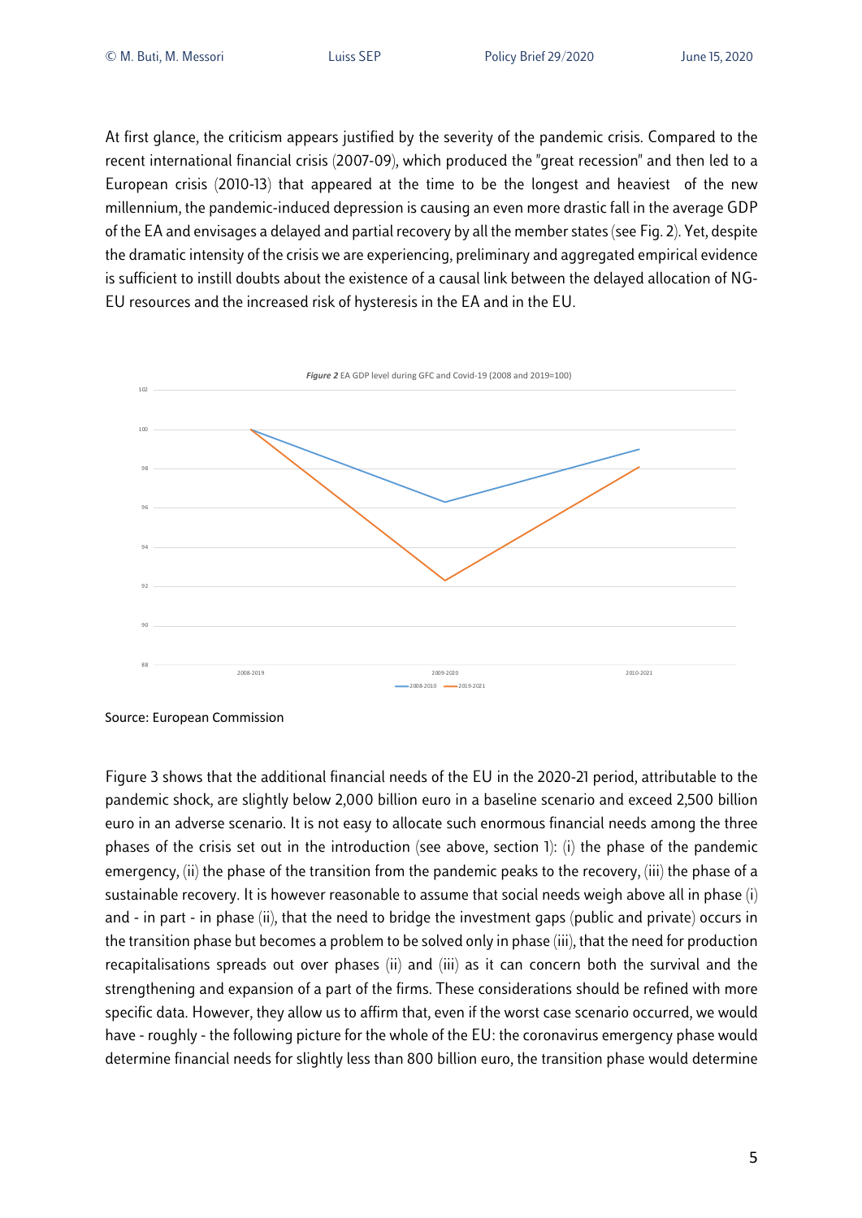At first glance, the criticism appears justified by the severity of the pandemic crisis. Compared to the recent international financial crisis (2007-09), which produced the "great recession" and then led to a European crisis (2010-13) that appeared at the time to be the longest and heaviest of the new millennium, the pandemic-induced depression is causing an even more drastic fall in the average GDP of the EA and envisages a delayed and partial recovery by all the member states (see Fig. 2). Yet, despite the dramatic intensity of the crisis we are experiencing, preliminary and aggregated empirical evidence is sufficient to instill doubts about the existence of a causal link between the delayed allocation of NG-EU resources and the increased risk of hysteresis in the EA and in the EU.

***Figure 2*** EA GDP level during GFC and Covid-19 (2008 and 2019=100)

Source: European Commission

Figure 3 shows that the additional financial needs of the EU in the 2020-21 period, attributable to the pandemic shock, are slightly below 2,000 billion euro in a baseline scenario and exceed 2,500 billion euro in an adverse scenario. It is not easy to allocate such enormous financial needs among the three phases of the crisis set out in the introduction (see above, section 1): (i) the phase of the pandemic emergency, (ii) the phase of the transition from the pandemic peaks to the recovery, (iii) the phase of a sustainable recovery. It is however reasonable to assume that social needs weigh above all in phase (i) and - in part - in phase (ii), that the need to bridge the investment gaps (public and private) occurs in the transition phase but becomes a problem to be solved only in phase (iii), that the need for production recapitalisations spreads out over phases (ii) and (iii) as it can concern both the survival and the strengthening and expansion of a part of the firms. These considerations should be refined with more specific data. However, they allow us to affirm that, even if the worst case scenario occurred, we would have - roughly - the following picture for the whole of the EU: the coronavirus emergency phase would determine financial needs for slightly less than 800 billion euro, the transition phase would determine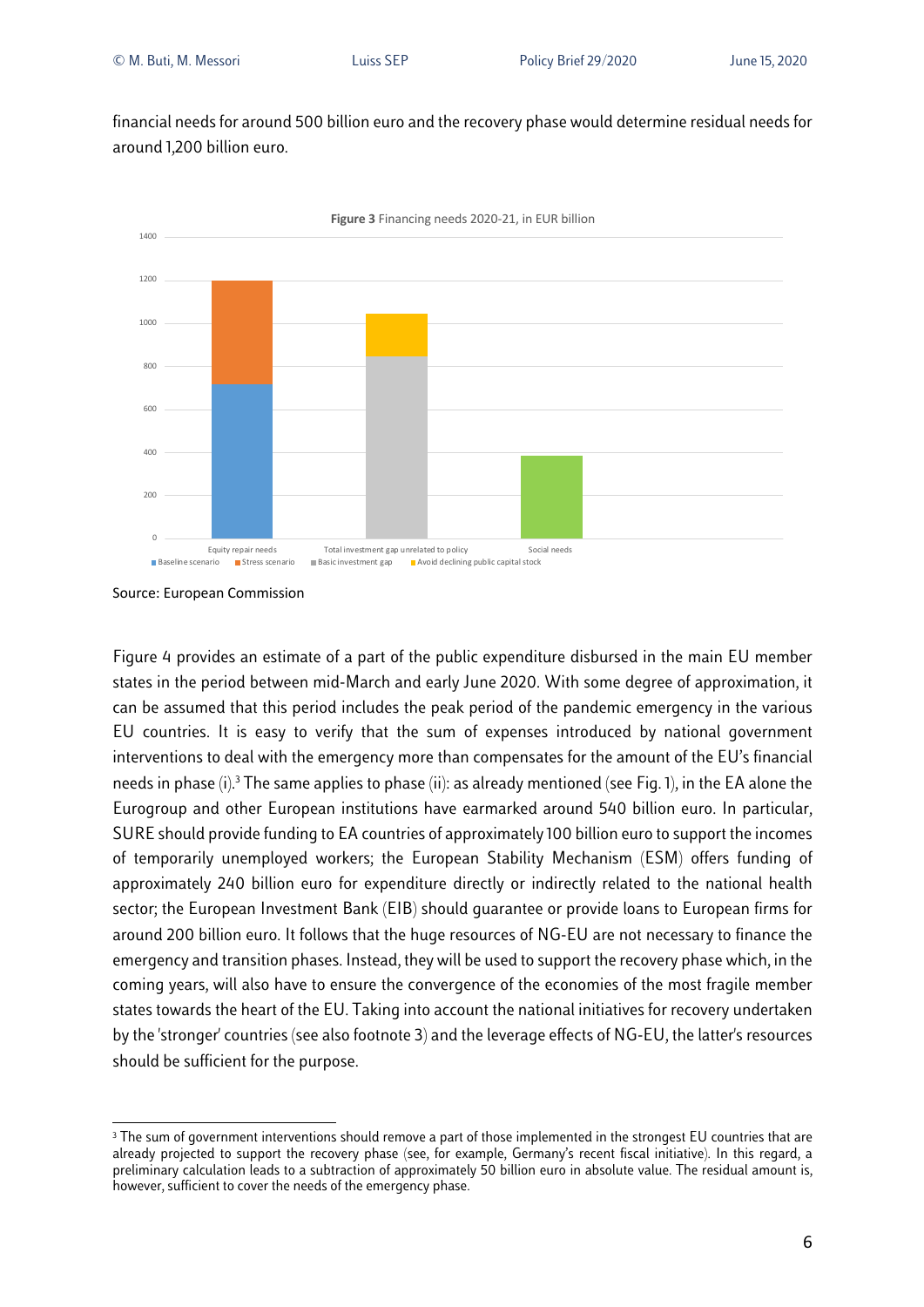financial needs for around 500 billion euro and the recovery phase would determine residual needs for around 1,200 billion euro.

**Figure 3** Financing needs 2020-21, in EUR billion

Source: European Commission

Figure 4 provides an estimate of a part of the public expenditure disbursed in the main EU member states in the period between mid-March and early June 2020. With some degree of approximation, it can be assumed that this period includes the peak period of the pandemic emergency in the various EU countries. It is easy to verify that the sum of expenses introduced by national government interventions to deal with the emergency more than compensates for the amount of the EU's financial needs in phase (i).[3] The same applies to phase (ii): as already mentioned (see Fig. 1), in the EA alone the Eurogroup and other European institutions have earmarked around 540 billion euro. In particular, SURE should provide funding to EA countries of approximately 100 billion euro to support the incomes of temporarily unemployed workers; the European Stability Mechanism (ESM) offers funding of approximately 240 billion euro for expenditure directly or indirectly related to the national health sector; the European Investment Bank (EIB) should guarantee or provide loans to European firms for around 200 billion euro. It follows that the huge resources of NG-EU are not necessary to finance the emergency and transition phases. Instead, they will be used to support the recovery phase which, in the coming years, will also have to ensure the convergence of the economies of the most fragile member states towards the heart of the EU. Taking into account the national initiatives for recovery undertaken by the 'stronger' countries (see also footnote 3) and the leverage effects of NG-EU, the latter's resources should be sufficient for the purpose.

[3] The sum of government interventions should remove a part of those implemented in the strongest EU countries that are already projected to support the recovery phase (see, for example, Germany's recent fiscal initiative). In this regard, a preliminary calculation leads to a subtraction of approximately 50 billion euro in absolute value. The residual amount is, however, sufficient to cover the needs of the emergency phase.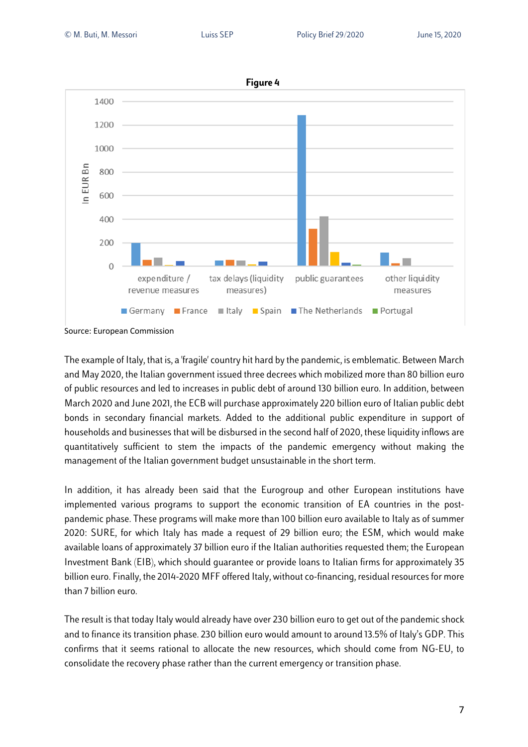**Figure 4**

Source: European Commission

The example of Italy, that is, a 'fragile' country hit hard by the pandemic, is emblematic. Between March and May 2020, the Italian government issued three decrees which mobilized more than 80 billion euro of public resources and led to increases in public debt of around 130 billion euro. In addition, between March 2020 and June 2021, the ECB will purchase approximately 220 billion euro of Italian public debt bonds in secondary financial markets. Added to the additional public expenditure in support of households and businesses that will be disbursed in the second half of 2020, these liquidity inflows are quantitatively sufficient to stem the impacts of the pandemic emergency without making the management of the Italian government budget unsustainable in the short term.

In addition, it has already been said that the Eurogroup and other European institutions have implemented various programs to support the economic transition of EA countries in the post-pandemic phase. These programs will make more than 100 billion euro available to Italy as of summer 2020: SURE, for which Italy has made a request of 29 billion euro; the ESM, which would make available loans of approximately 37 billion euro if the Italian authorities requested them; the European Investment Bank (EIB), which should guarantee or provide loans to Italian firms for approximately 35 billion euro. Finally, the 2014-2020 MFF offered Italy, without co-financing, residual resources for more than 7 billion euro.

The result is that today Italy would already have over 230 billion euro to get out of the pandemic shock and to finance its transition phase. 230 billion euro would amount to around 13.5% of Italy's GDP. This confirms that it seems rational to allocate the new resources, which should come from NG-EU, to consolidate the recovery phase rather than the current emergency or transition phase.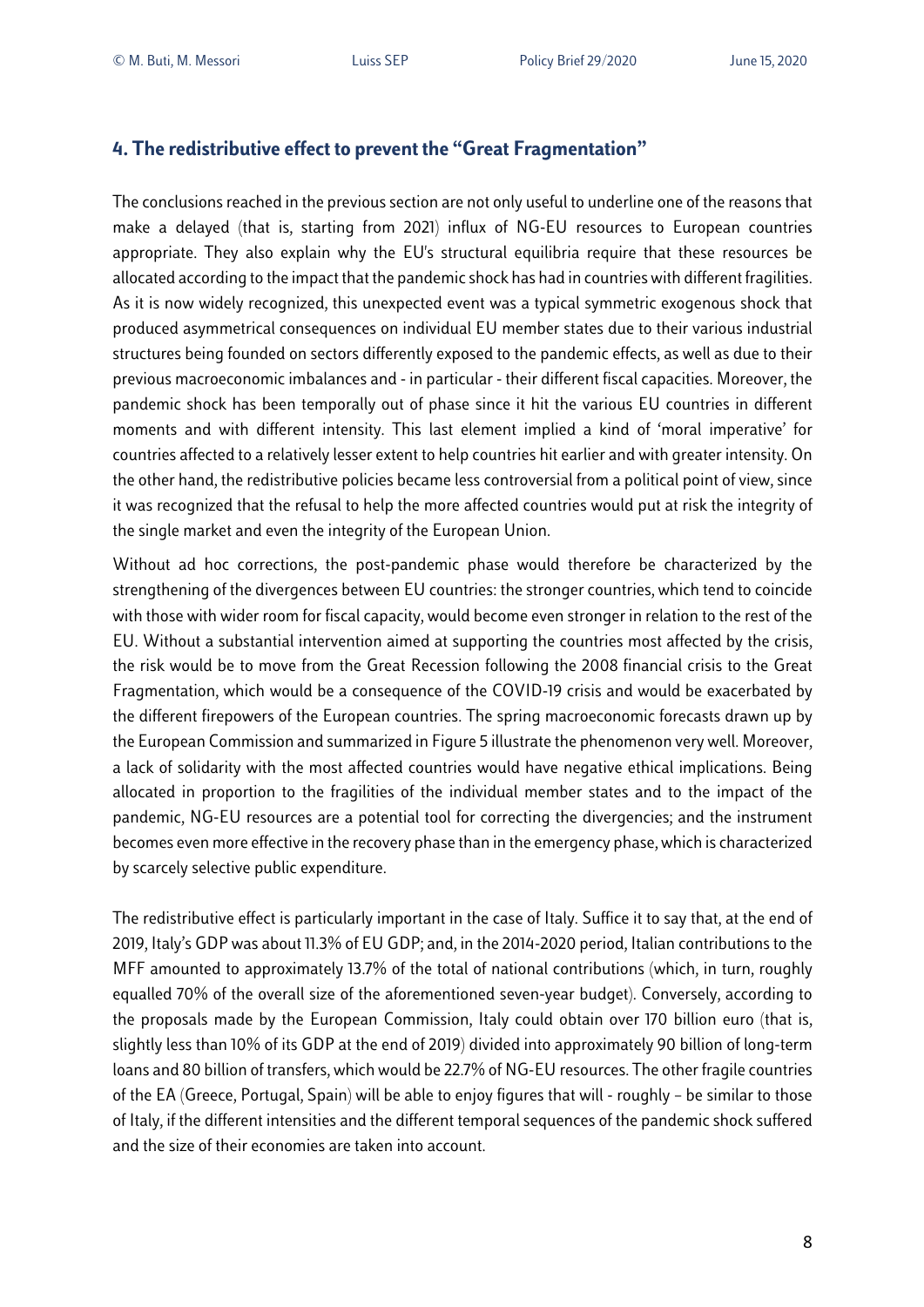## 4. The redistributive effect to prevent the "Great Fragmentation"

The conclusions reached in the previous section are not only useful to underline one of the reasons that make a delayed (that is, starting from 2021) influx of NG-EU resources to European countries appropriate. They also explain why the EU's structural equilibria require that these resources be allocated according to the impact that the pandemic shock has had in countries with different fragilities. As it is now widely recognized, this unexpected event was a typical symmetric exogenous shock that produced asymmetrical consequences on individual EU member states due to their various industrial structures being founded on sectors differently exposed to the pandemic effects, as well as due to their previous macroeconomic imbalances and - in particular - their different fiscal capacities. Moreover, the pandemic shock has been temporally out of phase since it hit the various EU countries in different moments and with different intensity. This last element implied a kind of 'moral imperative' for countries affected to a relatively lesser extent to help countries hit earlier and with greater intensity. On the other hand, the redistributive policies became less controversial from a political point of view, since it was recognized that the refusal to help the more affected countries would put at risk the integrity of the single market and even the integrity of the European Union.

Without ad hoc corrections, the post-pandemic phase would therefore be characterized by the strengthening of the divergences between EU countries: the stronger countries, which tend to coincide with those with wider room for fiscal capacity, would become even stronger in relation to the rest of the EU. Without a substantial intervention aimed at supporting the countries most affected by the crisis, the risk would be to move from the Great Recession following the 2008 financial crisis to the Great Fragmentation, which would be a consequence of the COVID-19 crisis and would be exacerbated by the different firepowers of the European countries. The spring macroeconomic forecasts drawn up by the European Commission and summarized in Figure 5 illustrate the phenomenon very well. Moreover, a lack of solidarity with the most affected countries would have negative ethical implications. Being allocated in proportion to the fragilities of the individual member states and to the impact of the pandemic, NG-EU resources are a potential tool for correcting the divergencies; and the instrument becomes even more effective in the recovery phase than in the emergency phase, which is characterized by scarcely selective public expenditure.

The redistributive effect is particularly important in the case of Italy. Suffice it to say that, at the end of 2019, Italy's GDP was about 11.3% of EU GDP; and, in the 2014-2020 period, Italian contributions to the MFF amounted to approximately 13.7% of the total of national contributions (which, in turn, roughly equalled 70% of the overall size of the aforementioned seven-year budget). Conversely, according to the proposals made by the European Commission, Italy could obtain over 170 billion euro (that is, slightly less than 10% of its GDP at the end of 2019) divided into approximately 90 billion of long-term loans and 80 billion of transfers, which would be 22.7% of NG-EU resources. The other fragile countries of the EA (Greece, Portugal, Spain) will be able to enjoy figures that will - roughly – be similar to those of Italy, if the different intensities and the different temporal sequences of the pandemic shock suffered and the size of their economies are taken into account.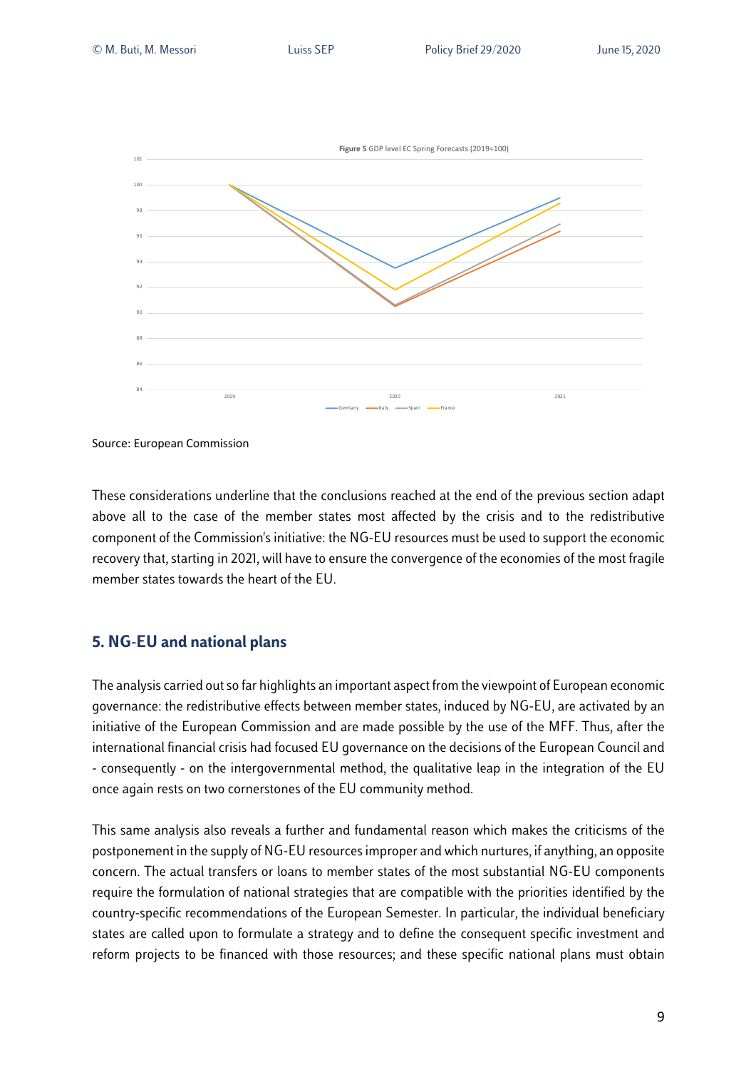**Figure 5** GDP level EC Spring Forecasts (2019=100)

Source: European Commission

These considerations underline that the conclusions reached at the end of the previous section adapt above all to the case of the member states most affected by the crisis and to the redistributive component of the Commission's initiative: the NG-EU resources must be used to support the economic recovery that, starting in 2021, will have to ensure the convergence of the economies of the most fragile member states towards the heart of the EU.

## 5. NG-EU and national plans

The analysis carried out so far highlights an important aspect from the viewpoint of European economic governance: the redistributive effects between member states, induced by NG-EU, are activated by an initiative of the European Commission and are made possible by the use of the MFF. Thus, after the international financial crisis had focused EU governance on the decisions of the European Council and - consequently - on the intergovernmental method, the qualitative leap in the integration of the EU once again rests on two cornerstones of the EU community method.

This same analysis also reveals a further and fundamental reason which makes the criticisms of the postponement in the supply of NG-EU resources improper and which nurtures, if anything, an opposite concern. The actual transfers or loans to member states of the most substantial NG-EU components require the formulation of national strategies that are compatible with the priorities identified by the country-specific recommendations of the European Semester. In particular, the individual beneficiary states are called upon to formulate a strategy and to define the consequent specific investment and reform projects to be financed with those resources; and these specific national plans must obtain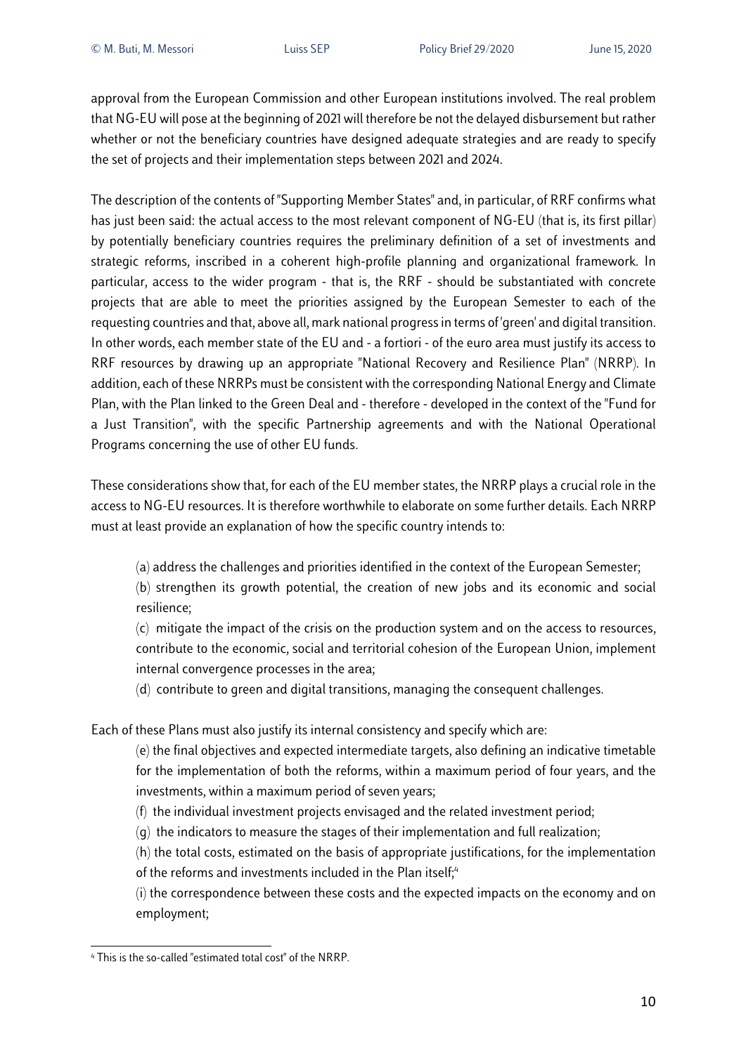approval from the European Commission and other European institutions involved. The real problem that NG-EU will pose at the beginning of 2021 will therefore be not the delayed disbursement but rather whether or not the beneficiary countries have designed adequate strategies and are ready to specify the set of projects and their implementation steps between 2021 and 2024.

The description of the contents of "Supporting Member States" and, in particular, of RRF confirms what has just been said: the actual access to the most relevant component of NG-EU (that is, its first pillar) by potentially beneficiary countries requires the preliminary definition of a set of investments and strategic reforms, inscribed in a coherent high-profile planning and organizational framework. In particular, access to the wider program - that is, the RRF - should be substantiated with concrete projects that are able to meet the priorities assigned by the European Semester to each of the requesting countries and that, above all, mark national progress in terms of 'green' and digital transition. In other words, each member state of the EU and - a fortiori - of the euro area must justify its access to RRF resources by drawing up an appropriate "National Recovery and Resilience Plan" (NRRP). In addition, each of these NRRPs must be consistent with the corresponding National Energy and Climate Plan, with the Plan linked to the Green Deal and - therefore - developed in the context of the "Fund for a Just Transition", with the specific Partnership agreements and with the National Operational Programs concerning the use of other EU funds.

These considerations show that, for each of the EU member states, the NRRP plays a crucial role in the access to NG-EU resources. It is therefore worthwhile to elaborate on some further details. Each NRRP must at least provide an explanation of how the specific country intends to:

(a) address the challenges and priorities identified in the context of the European Semester;

(b) strengthen its growth potential, the creation of new jobs and its economic and social resilience;

(c) mitigate the impact of the crisis on the production system and on the access to resources, contribute to the economic, social and territorial cohesion of the European Union, implement internal convergence processes in the area;

(d) contribute to green and digital transitions, managing the consequent challenges.

Each of these Plans must also justify its internal consistency and specify which are:

(e) the final objectives and expected intermediate targets, also defining an indicative timetable for the implementation of both the reforms, within a maximum period of four years, and the investments, within a maximum period of seven years;

(f) the individual investment projects envisaged and the related investment period;

(g) the indicators to measure the stages of their implementation and full realization;

(h) the total costs, estimated on the basis of appropriate justifications, for the implementation of the reforms and investments included in the Plan itself;[4]

(i) the correspondence between these costs and the expected impacts on the economy and on employment;

[4] This is the so-called "estimated total cost" of the NRRP.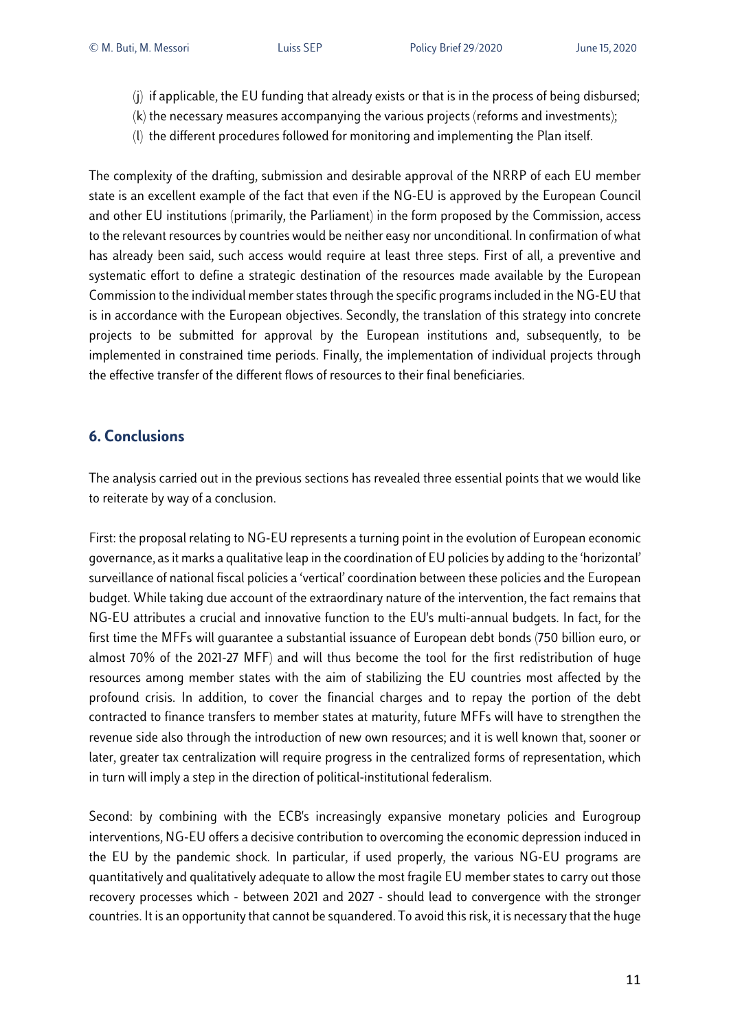(j) if applicable, the EU funding that already exists or that is in the process of being disbursed;
(k) the necessary measures accompanying the various projects (reforms and investments);
(l) the different procedures followed for monitoring and implementing the Plan itself.

The complexity of the drafting, submission and desirable approval of the NRRP of each EU member state is an excellent example of the fact that even if the NG-EU is approved by the European Council and other EU institutions (primarily, the Parliament) in the form proposed by the Commission, access to the relevant resources by countries would be neither easy nor unconditional. In confirmation of what has already been said, such access would require at least three steps. First of all, a preventive and systematic effort to define a strategic destination of the resources made available by the European Commission to the individual member states through the specific programs included in the NG-EU that is in accordance with the European objectives. Secondly, the translation of this strategy into concrete projects to be submitted for approval by the European institutions and, subsequently, to be implemented in constrained time periods. Finally, the implementation of individual projects through the effective transfer of the different flows of resources to their final beneficiaries.

## 6. Conclusions

The analysis carried out in the previous sections has revealed three essential points that we would like to reiterate by way of a conclusion.

First: the proposal relating to NG-EU represents a turning point in the evolution of European economic governance, as it marks a qualitative leap in the coordination of EU policies by adding to the 'horizontal' surveillance of national fiscal policies a 'vertical' coordination between these policies and the European budget. While taking due account of the extraordinary nature of the intervention, the fact remains that NG-EU attributes a crucial and innovative function to the EU's multi-annual budgets. In fact, for the first time the MFFs will guarantee a substantial issuance of European debt bonds (750 billion euro, or almost 70% of the 2021-27 MFF) and will thus become the tool for the first redistribution of huge resources among member states with the aim of stabilizing the EU countries most affected by the profound crisis. In addition, to cover the financial charges and to repay the portion of the debt contracted to finance transfers to member states at maturity, future MFFs will have to strengthen the revenue side also through the introduction of new own resources; and it is well known that, sooner or later, greater tax centralization will require progress in the centralized forms of representation, which in turn will imply a step in the direction of political-institutional federalism.

Second: by combining with the ECB's increasingly expansive monetary policies and Eurogroup interventions, NG-EU offers a decisive contribution to overcoming the economic depression induced in the EU by the pandemic shock. In particular, if used properly, the various NG-EU programs are quantitatively and qualitatively adequate to allow the most fragile EU member states to carry out those recovery processes which - between 2021 and 2027 - should lead to convergence with the stronger countries. It is an opportunity that cannot be squandered. To avoid this risk, it is necessary that the huge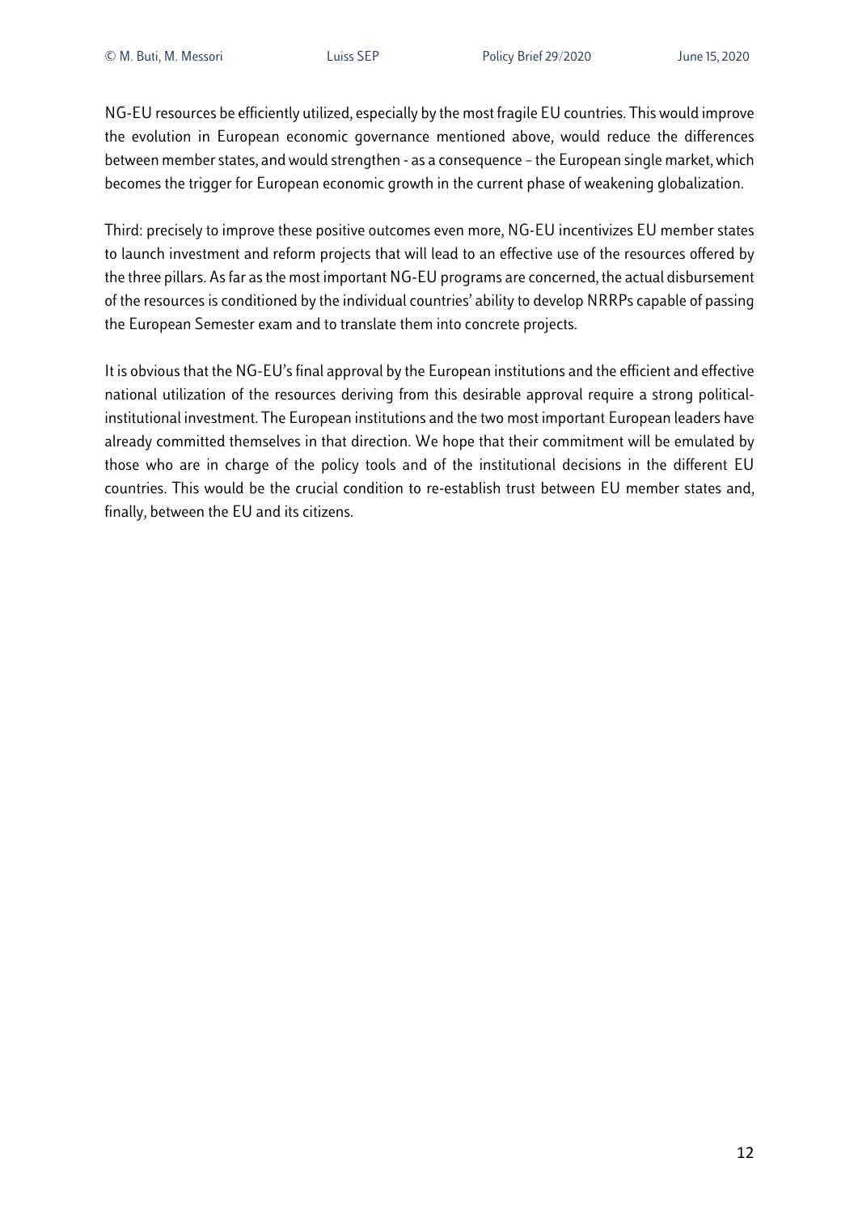NG-EU resources be efficiently utilized, especially by the most fragile EU countries. This would improve the evolution in European economic governance mentioned above, would reduce the differences between member states, and would strengthen - as a consequence – the European single market, which becomes the trigger for European economic growth in the current phase of weakening globalization.

Third: precisely to improve these positive outcomes even more, NG-EU incentivizes EU member states to launch investment and reform projects that will lead to an effective use of the resources offered by the three pillars. As far as the most important NG-EU programs are concerned, the actual disbursement of the resources is conditioned by the individual countries' ability to develop NRRPs capable of passing the European Semester exam and to translate them into concrete projects.

It is obvious that the NG-EU's final approval by the European institutions and the efficient and effective national utilization of the resources deriving from this desirable approval require a strong political-institutional investment. The European institutions and the two most important European leaders have already committed themselves in that direction. We hope that their commitment will be emulated by those who are in charge of the policy tools and of the institutional decisions in the different EU countries. This would be the crucial condition to re-establish trust between EU member states and, finally, between the EU and its citizens.